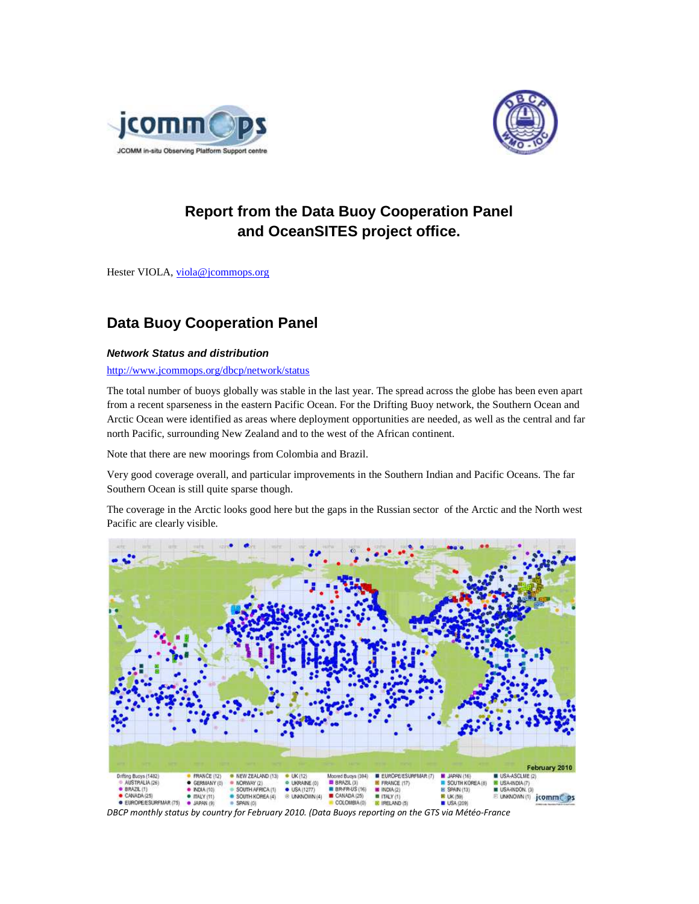# Report from the Data Buoy Cooperation Panel and OceanSITES project office.

Hester VIOLA, viola@jcommops.org

## Data Buoy Cooperation Panel

### *Network Status and distribution*

http://www.jcommops.org/dbcp/network/status

The total number of buoys globally was stable in the last year. The spread across the globe has been even apart from a recent sparseness in the eastern Pacific Ocean. For the Drifting Buoy network, the Southern Ocean and Arctic Ocean were identified as areas where deployment opportunities are needed, as well as the central and far north Pacific, surrounding New Zealand and to the west of the African continent.

Note that there are new moorings from Colombia and Brazil.

Very good coverage overall, and particular improvements in the Southern Indian and Pacific Oceans. The far Southern Ocean is still quite sparse though.

The coverage in the Arctic looks good here but the gaps in the Russian sector of the Arctic and the North west Pacific are clearly visible.

*DBCP monthly status by country for February 2010. (Data Buoys reporting on the GTS via Météo-France*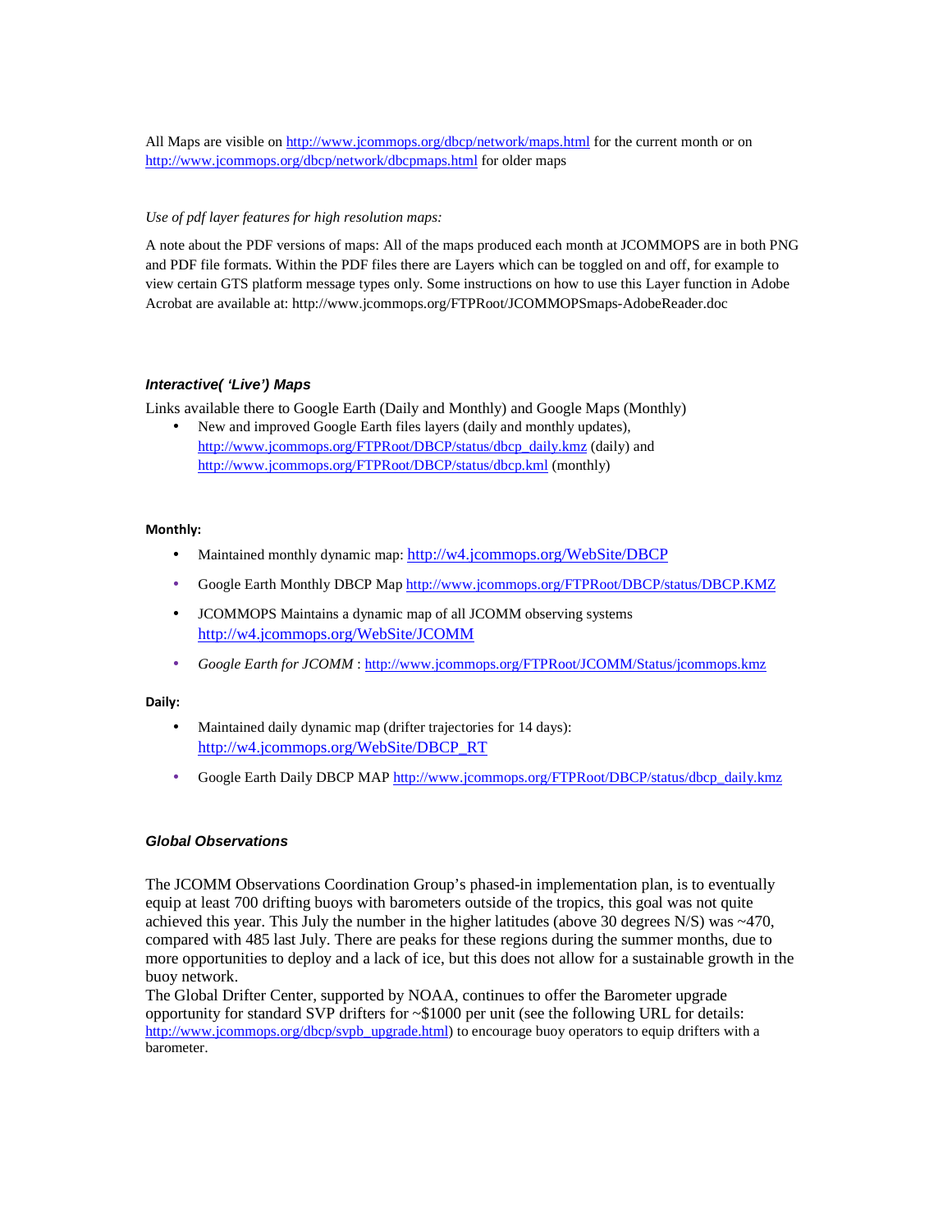All Maps are visible on http://www.jcommops.org/dbcp/network/maps.html for the current month or on http://www.jcommops.org/dbcp/network/dbcpmaps.html for older maps

*Use of pdf layer features for high resolution maps:*

A note about the PDF versions of maps: All of the maps produced each month at JCOMMOPS are in both PNG and PDF file formats. Within the PDF files there are Layers which can be toggled on and off, for example to view certain GTS platform message types only. Some instructions on how to use this Layer function in Adobe Acrobat are available at: http://www.jcommops.org/FTPRoot/JCOMMOPSmaps-AdobeReader.doc

### *Interactive( 'Live') Maps*

Links available there to Google Earth (Daily and Monthly) and Google Maps (Monthly)

- New and improved Google Earth files layers (daily and monthly updates), http://www.jcommops.org/FTPRoot/DBCP/status/dbcp_daily.kmz (daily) and http://www.jcommops.org/FTPRoot/DBCP/status/dbcp.kml (monthly)

**Monthly:**

- Maintained monthly dynamic map: http://w4.jcommops.org/WebSite/DBCP
- Google Earth Monthly DBCP Map http://www.jcommops.org/FTPRoot/DBCP/status/DBCP.KMZ
- JCOMMOPS Maintains a dynamic map of all JCOMM observing systems http://w4.jcommops.org/WebSite/JCOMM
- *Google Earth for JCOMM* : http://www.jcommops.org/FTPRoot/JCOMM/Status/jcommops.kmz

**Daily:**

- Maintained daily dynamic map (drifter trajectories for 14 days): http://w4.jcommops.org/WebSite/DBCP_RT
- Google Earth Daily DBCP MAP http://www.jcommops.org/FTPRoot/DBCP/status/dbcp_daily.kmz

### *Global Observations*

The JCOMM Observations Coordination Group's phased-in implementation plan, is to eventually equip at least 700 drifting buoys with barometers outside of the tropics, this goal was not quite achieved this year. This July the number in the higher latitudes (above 30 degrees N/S) was ~470, compared with 485 last July. There are peaks for these regions during the summer months, due to more opportunities to deploy and a lack of ice, but this does not allow for a sustainable growth in the buoy network.

The Global Drifter Center, supported by NOAA, continues to offer the Barometer upgrade opportunity for standard SVP drifters for ~$1000 per unit (see the following URL for details: http://www.jcommops.org/dbcp/svpb_upgrade.html) to encourage buoy operators to equip drifters with a barometer.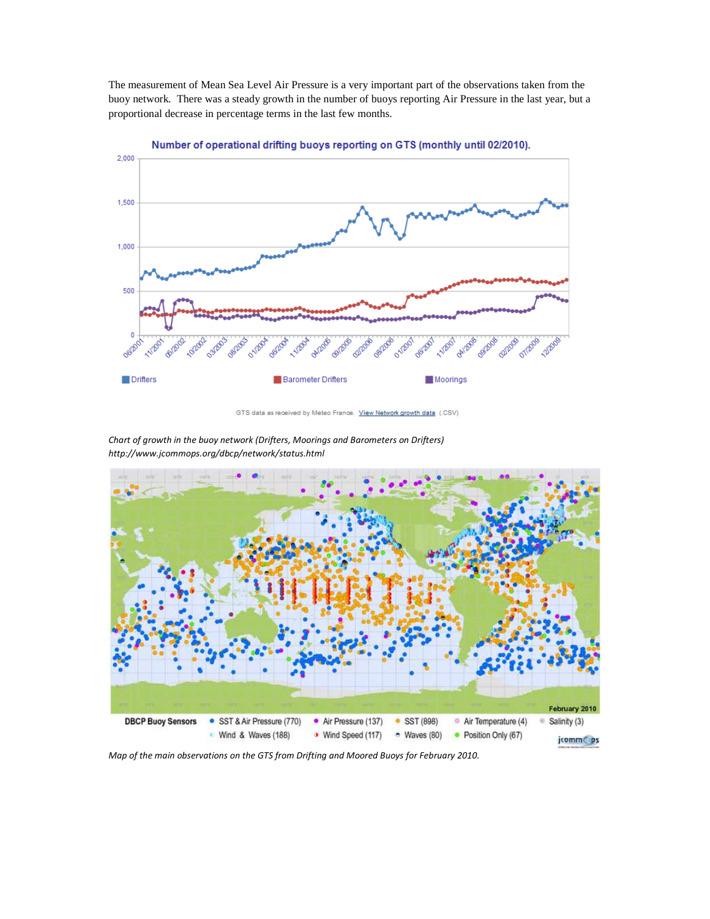The measurement of Mean Sea Level Air Pressure is a very important part of the observations taken from the buoy network. There was a steady growth in the number of buoys reporting Air Pressure in the last year, but a proportional decrease in percentage terms in the last few months.

*Chart of growth in the buoy network (Drifters, Moorings and Barometers on Drifters)*
*http://www.jcommops.org/dbcp/network/status.html*

*Map of the main observations on the GTS from Drifting and Moored Buoys for February 2010.*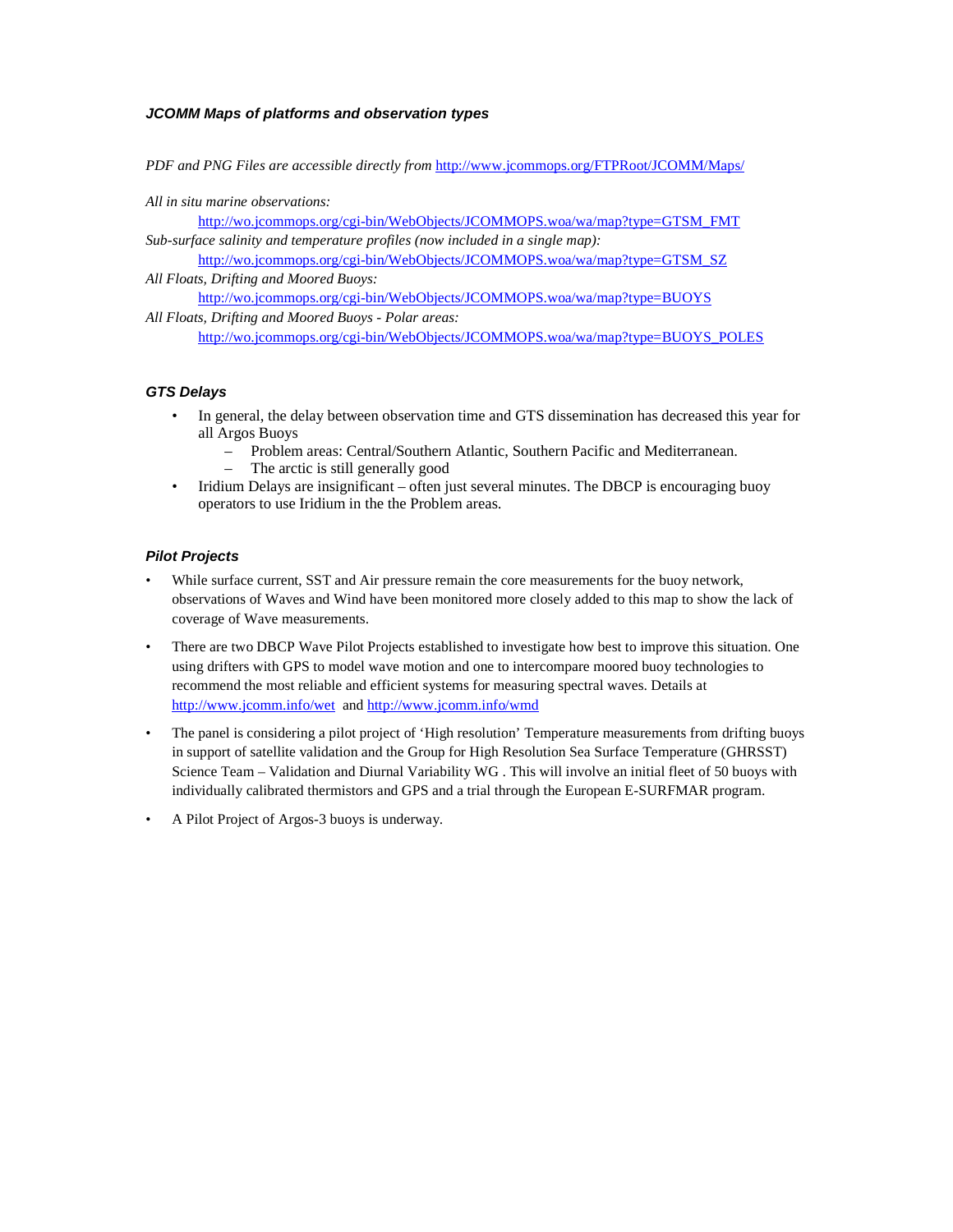### ***JCOMM Maps of platforms and observation types***

*PDF and PNG Files are accessible directly from* [http://www.jcommops.org/FTPRoot/JCOMM/Maps/](http://www.jcommops.org/FTPRoot/JCOMM/Maps/)

*All in situ marine observations:*

[http://wo.jcommops.org/cgi-bin/WebObjects/JCOMMOPS.woa/wa/map?type=GTSM_FMT](http://wo.jcommops.org/cgi-bin/WebObjects/JCOMMOPS.woa/wa/map?type=GTSM_FMT)

*Sub-surface salinity and temperature profiles (now included in a single map):*

[http://wo.jcommops.org/cgi-bin/WebObjects/JCOMMOPS.woa/wa/map?type=GTSM_SZ](http://wo.jcommops.org/cgi-bin/WebObjects/JCOMMOPS.woa/wa/map?type=GTSM_SZ)

*All Floats, Drifting and Moored Buoys:*

[http://wo.jcommops.org/cgi-bin/WebObjects/JCOMMOPS.woa/wa/map?type=BUOYS](http://wo.jcommops.org/cgi-bin/WebObjects/JCOMMOPS.woa/wa/map?type=BUOYS)

*All Floats, Drifting and Moored Buoys - Polar areas:*

[http://wo.jcommops.org/cgi-bin/WebObjects/JCOMMOPS.woa/wa/map?type=BUOYS_POLES](http://wo.jcommops.org/cgi-bin/WebObjects/JCOMMOPS.woa/wa/map?type=BUOYS_POLES)

### ***GTS Delays***

- In general, the delay between observation time and GTS dissemination has decreased this year for all Argos Buoys
  - Problem areas: Central/Southern Atlantic, Southern Pacific and Mediterranean.
  - The arctic is still generally good
- Iridium Delays are insignificant – often just several minutes. The DBCP is encouraging buoy operators to use Iridium in the the Problem areas.

### ***Pilot Projects***

- While surface current, SST and Air pressure remain the core measurements for the buoy network, observations of Waves and Wind have been monitored more closely added to this map to show the lack of coverage of Wave measurements.
- There are two DBCP Wave Pilot Projects established to investigate how best to improve this situation. One using drifters with GPS to model wave motion and one to intercompare moored buoy technologies to recommend the most reliable and efficient systems for measuring spectral waves. Details at [http://www.jcomm.info/wet](http://www.jcomm.info/wet) and [http://www.jcomm.info/wmd](http://www.jcomm.info/wmd)
- The panel is considering a pilot project of 'High resolution' Temperature measurements from drifting buoys in support of satellite validation and the Group for High Resolution Sea Surface Temperature (GHRSST) Science Team – Validation and Diurnal Variability WG . This will involve an initial fleet of 50 buoys with individually calibrated thermistors and GPS and a trial through the European E-SURFMAR program.
- A Pilot Project of Argos-3 buoys is underway.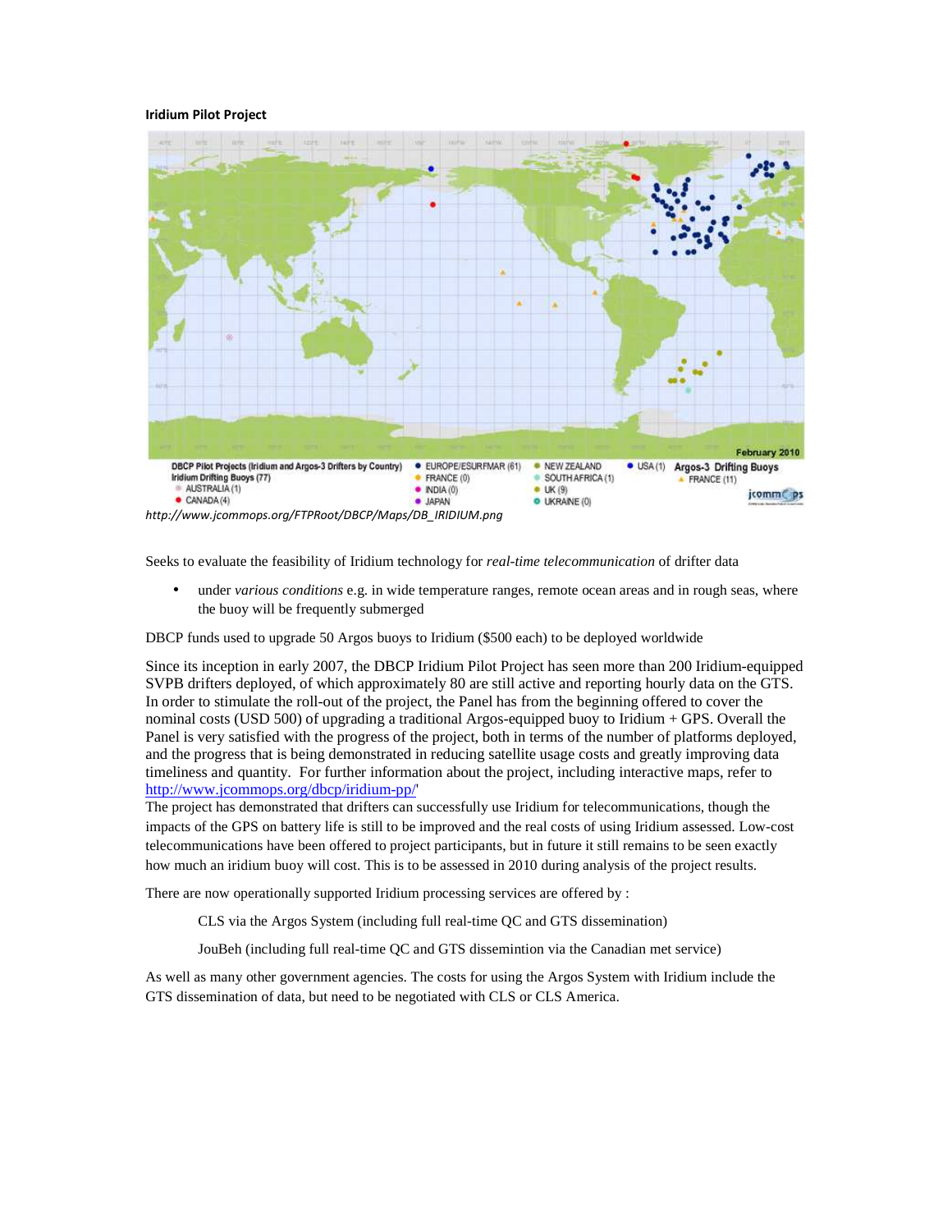**Iridium Pilot Project**

http://www.jcommops.org/FTPRoot/DBCP/Maps/DB_IRIDIUM.png

Seeks to evaluate the feasibility of Iridium technology for *real-time telecommunication* of drifter data

- under *various conditions* e.g. in wide temperature ranges, remote ocean areas and in rough seas, where the buoy will be frequently submerged

DBCP funds used to upgrade 50 Argos buoys to Iridium ($500 each) to be deployed worldwide

Since its inception in early 2007, the DBCP Iridium Pilot Project has seen more than 200 Iridium-equipped SVPB drifters deployed, of which approximately 80 are still active and reporting hourly data on the GTS. In order to stimulate the roll-out of the project, the Panel has from the beginning offered to cover the nominal costs (USD 500) of upgrading a traditional Argos-equipped buoy to Iridium + GPS. Overall the Panel is very satisfied with the progress of the project, both in terms of the number of platforms deployed, and the progress that is being demonstrated in reducing satellite usage costs and greatly improving data timeliness and quantity. For further information about the project, including interactive maps, refer to http://www.jcommops.org/dbcp/iridium-pp/"
The project has demonstrated that drifters can successfully use Iridium for telecommunications, though the impacts of the GPS on battery life is still to be improved and the real costs of using Iridium assessed. Low-cost telecommunications have been offered to project participants, but in future it still remains to be seen exactly how much an iridium buoy will cost. This is to be assessed in 2010 during analysis of the project results.

There are now operationally supported Iridium processing services are offered by :

CLS via the Argos System (including full real-time QC and GTS dissemination)

JouBeh (including full real-time QC and GTS dissemintion via the Canadian met service)

As well as many other government agencies. The costs for using the Argos System with Iridium include the GTS dissemination of data, but need to be negotiated with CLS or CLS America.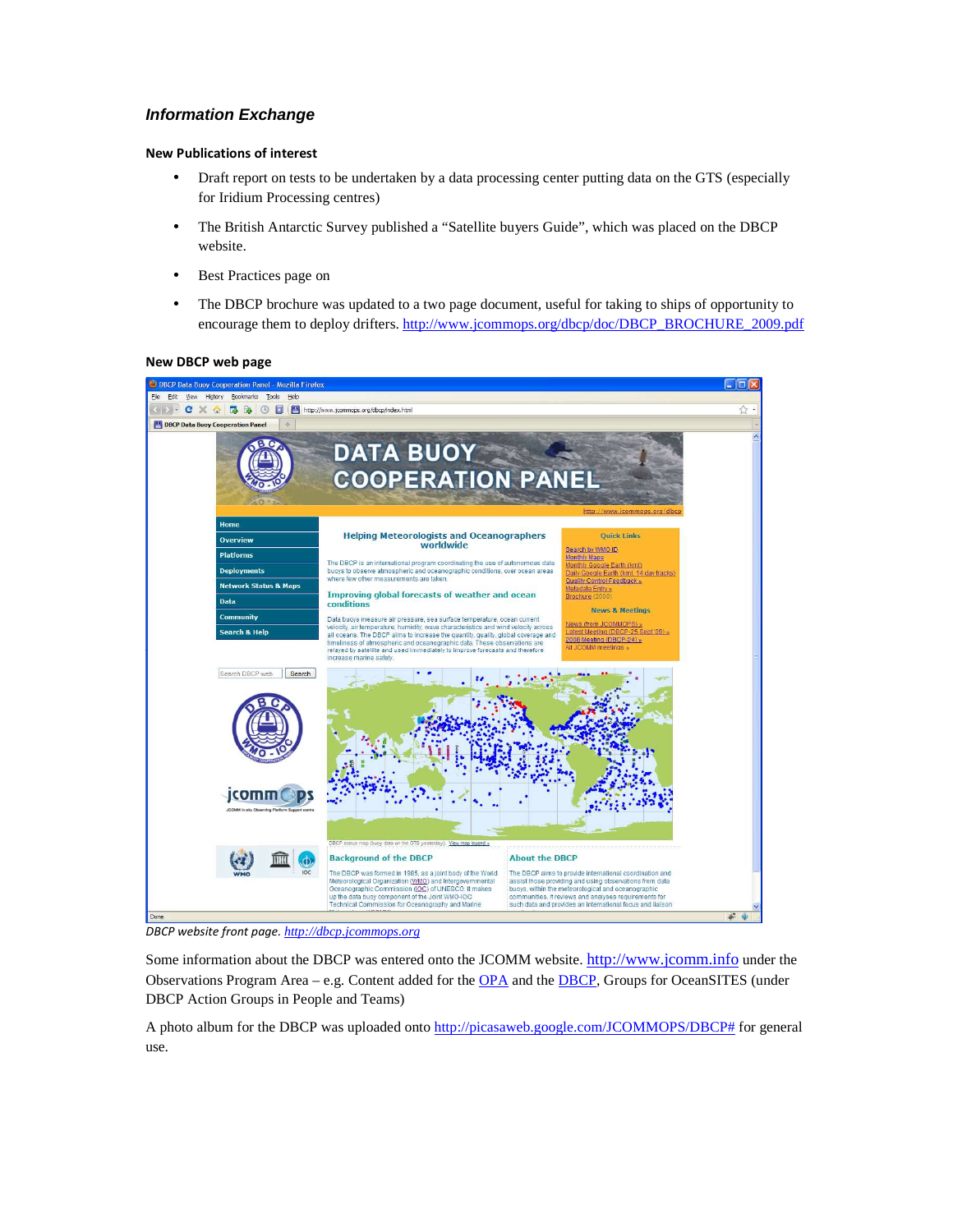## *Information Exchange*

### New Publications of interest

- Draft report on tests to be undertaken by a data processing center putting data on the GTS (especially for Iridium Processing centres)
- The British Antarctic Survey published a "Satellite buyers Guide", which was placed on the DBCP website.
- Best Practices page on
- The DBCP brochure was updated to a two page document, useful for taking to ships of opportunity to encourage them to deploy drifters. http://www.jcommops.org/dbcp/doc/DBCP_BROCHURE_2009.pdf

### New DBCP web page

*DBCP website front page. http://dbcp.jcommops.org*

Some information about the DBCP was entered onto the JCOMM website. http://www.jcomm.info under the Observations Program Area – e.g. Content added for the OPA and the DBCP, Groups for OceanSITES (under DBCP Action Groups in People and Teams)

A photo album for the DBCP was uploaded onto http://picasaweb.google.com/JCOMMOPS/DBCP# for general use.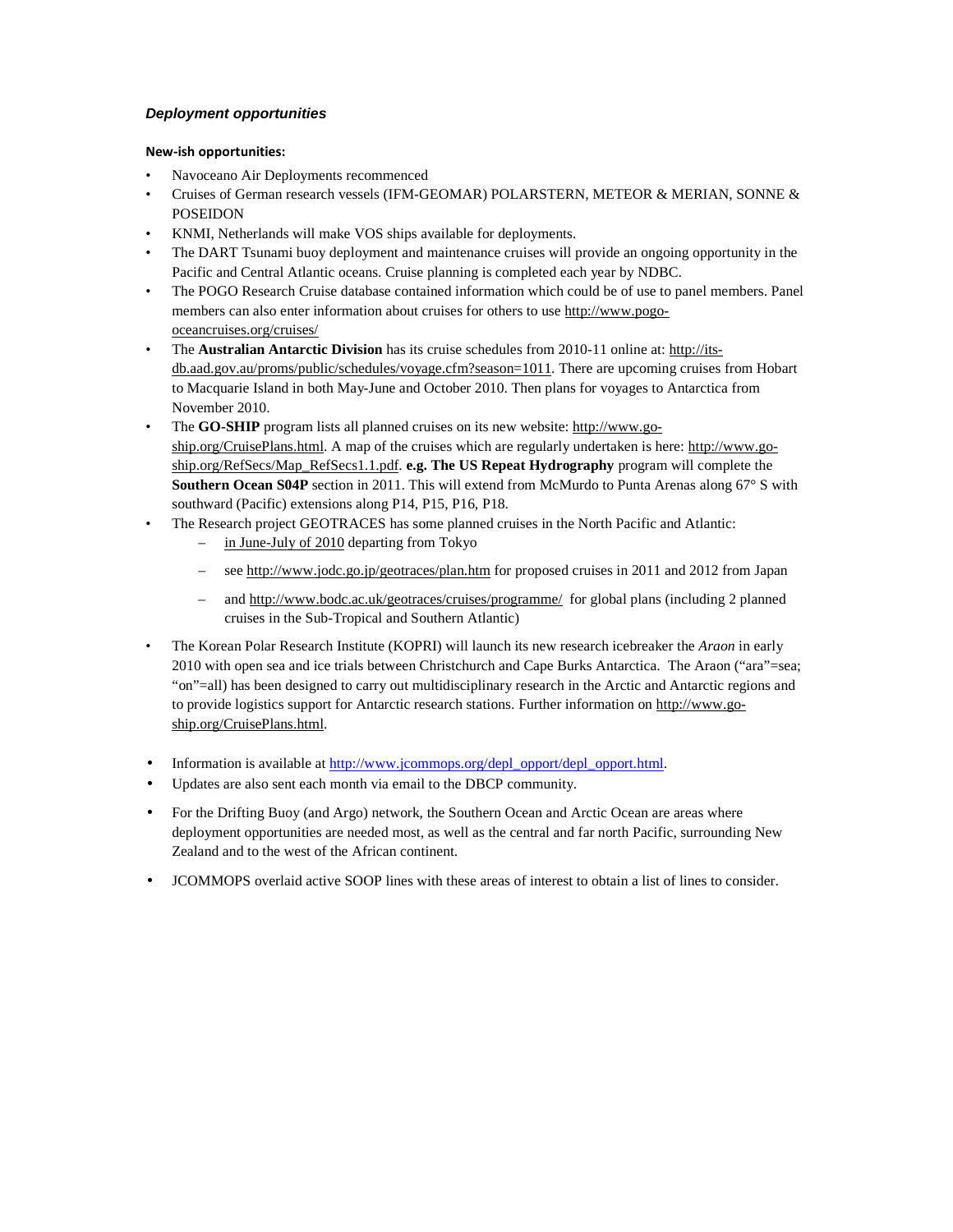### *Deployment opportunities*

**New-ish opportunities:**

- Navoceano Air Deployments recommenced
- Cruises of German research vessels (IFM-GEOMAR) POLARSTERN, METEOR & MERIAN, SONNE & POSEIDON
- KNMI, Netherlands will make VOS ships available for deployments.
- The DART Tsunami buoy deployment and maintenance cruises will provide an ongoing opportunity in the Pacific and Central Atlantic oceans. Cruise planning is completed each year by NDBC.
- The POGO Research Cruise database contained information which could be of use to panel members. Panel members can also enter information about cruises for others to use http://www.pogo-oceancruises.org/cruises/
- The **Australian Antarctic Division** has its cruise schedules from 2010-11 online at: http://its-db.aad.gov.au/proms/public/schedules/voyage.cfm?season=1011. There are upcoming cruises from Hobart to Macquarie Island in both May-June and October 2010. Then plans for voyages to Antarctica from November 2010.
- The **GO-SHIP** program lists all planned cruises on its new website: http://www.go-ship.org/CruisePlans.html. A map of the cruises which are regularly undertaken is here: http://www.go-ship.org/RefSecs/Map_RefSecs1.1.pdf. **e.g. The US Repeat Hydrography** program will complete the **Southern Ocean S04P** section in 2011. This will extend from McMurdo to Punta Arenas along 67° S with southward (Pacific) extensions along P14, P15, P16, P18.
- The Research project GEOTRACES has some planned cruises in the North Pacific and Atlantic:
  - in June-July of 2010 departing from Tokyo
  - see http://www.jodc.go.jp/geotraces/plan.htm for proposed cruises in 2011 and 2012 from Japan
  - and http://www.bodc.ac.uk/geotraces/cruises/programme/ for global plans (including 2 planned cruises in the Sub-Tropical and Southern Atlantic)
- The Korean Polar Research Institute (KOPRI) will launch its new research icebreaker the *Araon* in early 2010 with open sea and ice trials between Christchurch and Cape Burks Antarctica. The Araon ("ara"=sea; "on"=all) has been designed to carry out multidisciplinary research in the Arctic and Antarctic regions and to provide logistics support for Antarctic research stations. Further information on http://www.go-ship.org/CruisePlans.html.

- Information is available at http://www.jcommops.org/depl_opport/depl_opport.html.
- Updates are also sent each month via email to the DBCP community.
- For the Drifting Buoy (and Argo) network, the Southern Ocean and Arctic Ocean are areas where deployment opportunities are needed most, as well as the central and far north Pacific, surrounding New Zealand and to the west of the African continent.
- JCOMMOPS overlaid active SOOP lines with these areas of interest to obtain a list of lines to consider.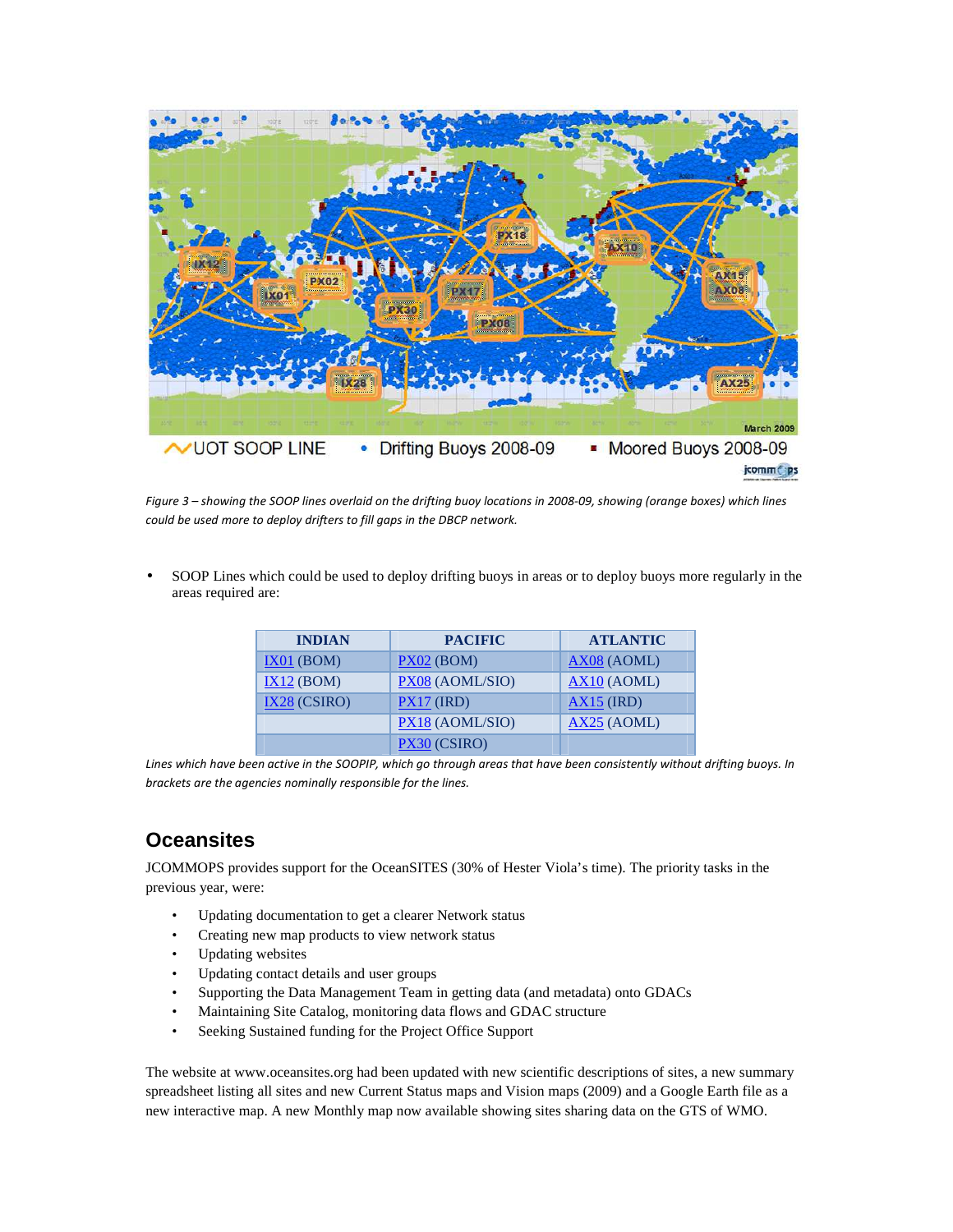*Figure 3 – showing the SOOP lines overlaid on the drifting buoy locations in 2008-09, showing (orange boxes) which lines could be used more to deploy drifters to fill gaps in the DBCP network.*

- SOOP Lines which could be used to deploy drifting buoys in areas or to deploy buoys more regularly in the areas required are:

| INDIAN | PACIFIC | ATLANTIC |
|---|---|---|
| IX01 (BOM) | PX02 (BOM) | AX08 (AOML) |
| IX12 (BOM) | PX08 (AOML/SIO) | AX10 (AOML) |
| IX28 (CSIRO) | PX17 (IRD) | AX15 (IRD) |
| | PX18 (AOML/SIO) | AX25 (AOML) |
| | PX30 (CSIRO) | |

*Lines which have been active in the SOOPIP, which go through areas that have been consistently without drifting buoys. In brackets are the agencies nominally responsible for the lines.*

## Oceansites

JCOMMOPS provides support for the OceanSITES (30% of Hester Viola's time). The priority tasks in the previous year, were:

- Updating documentation to get a clearer Network status
- Creating new map products to view network status
- Updating websites
- Updating contact details and user groups
- Supporting the Data Management Team in getting data (and metadata) onto GDACs
- Maintaining Site Catalog, monitoring data flows and GDAC structure
- Seeking Sustained funding for the Project Office Support

The website at www.oceansites.org had been updated with new scientific descriptions of sites, a new summary spreadsheet listing all sites and new Current Status maps and Vision maps (2009) and a Google Earth file as a new interactive map. A new Monthly map now available showing sites sharing data on the GTS of WMO.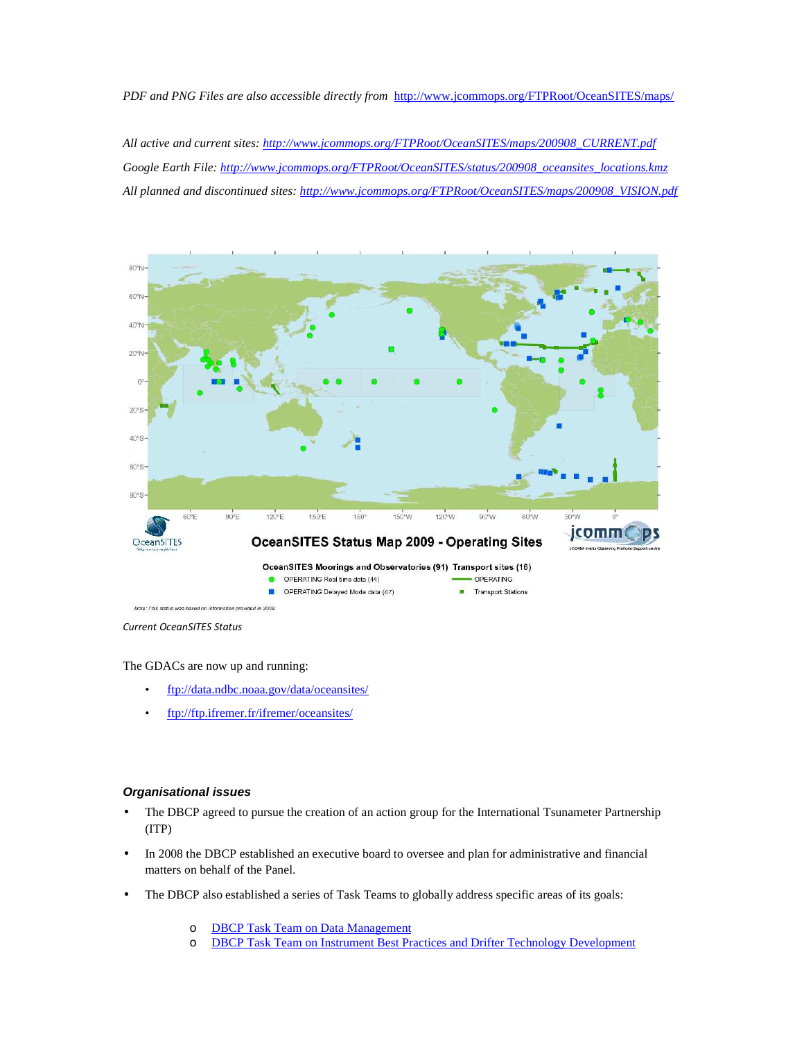*PDF and PNG Files are also accessible directly from* http://www.jcommops.org/FTPRoot/OceanSITES/maps/

*All active and current sites:* *http://www.jcommops.org/FTPRoot/OceanSITES/maps/200908_CURRENT.pdf*

*Google Earth File:* *http://www.jcommops.org/FTPRoot/OceanSITES/status/200908_oceansites_locations.kmz*

*All planned and discontinued sites:* *http://www.jcommops.org/FTPRoot/OceanSITES/maps/200908_VISION.pdf*

*Current OceanSITES Status*

The GDACs are now up and running:

- ftp://data.ndbc.noaa.gov/data/oceansites/
- ftp://ftp.ifremer.fr/ifremer/oceansites/

### *Organisational issues*

- The DBCP agreed to pursue the creation of an action group for the International Tsunameter Partnership (ITP)
- In 2008 the DBCP established an executive board to oversee and plan for administrative and financial matters on behalf of the Panel.
- The DBCP also established a series of Task Teams to globally address specific areas of its goals:
    - DBCP Task Team on Data Management
    - DBCP Task Team on Instrument Best Practices and Drifter Technology Development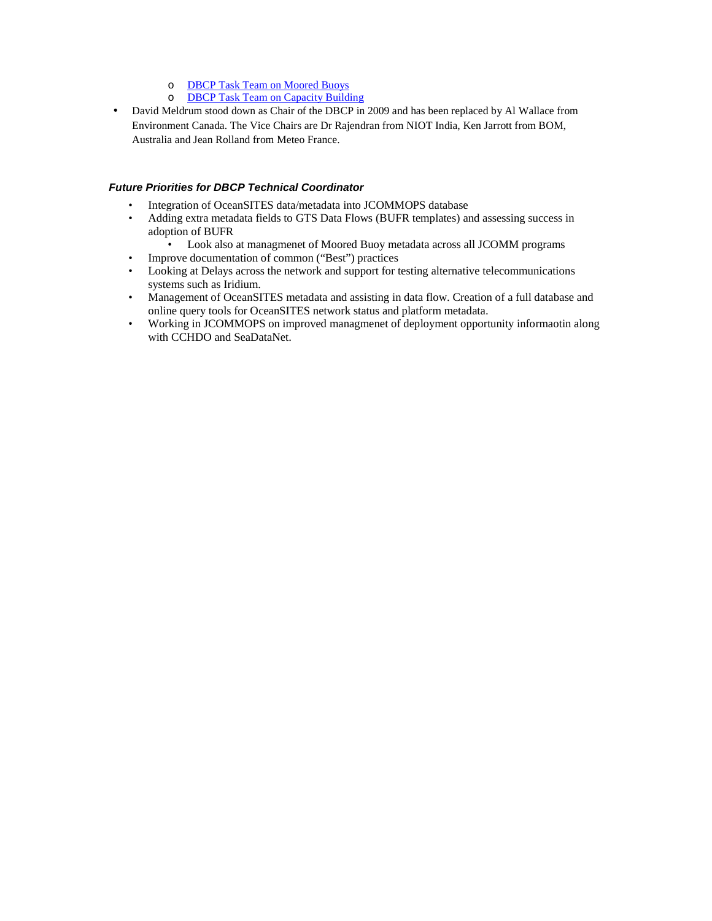- [DBCP Task Team on Moored Buoys]()
   - [DBCP Task Team on Capacity Building]()
- David Meldrum stood down as Chair of the DBCP in 2009 and has been replaced by Al Wallace from Environment Canada. The Vice Chairs are Dr Rajendran from NIOT India, Ken Jarrott from BOM, Australia and Jean Rolland from Meteo France.

### *Future Priorities for DBCP Technical Coordinator*

- Integration of OceanSITES data/metadata into JCOMMOPS database
- Adding extra metadata fields to GTS Data Flows (BUFR templates) and assessing success in adoption of BUFR
   - Look also at managmenet of Moored Buoy metadata across all JCOMM programs
- Improve documentation of common ("Best") practices
- Looking at Delays across the network and support for testing alternative telecommunications systems such as Iridium.
- Management of OceanSITES metadata and assisting in data flow. Creation of a full database and online query tools for OceanSITES network status and platform metadata.
- Working in JCOMMOPS on improved managmenet of deployment opportunity informaotin along with CCHDO and SeaDataNet.